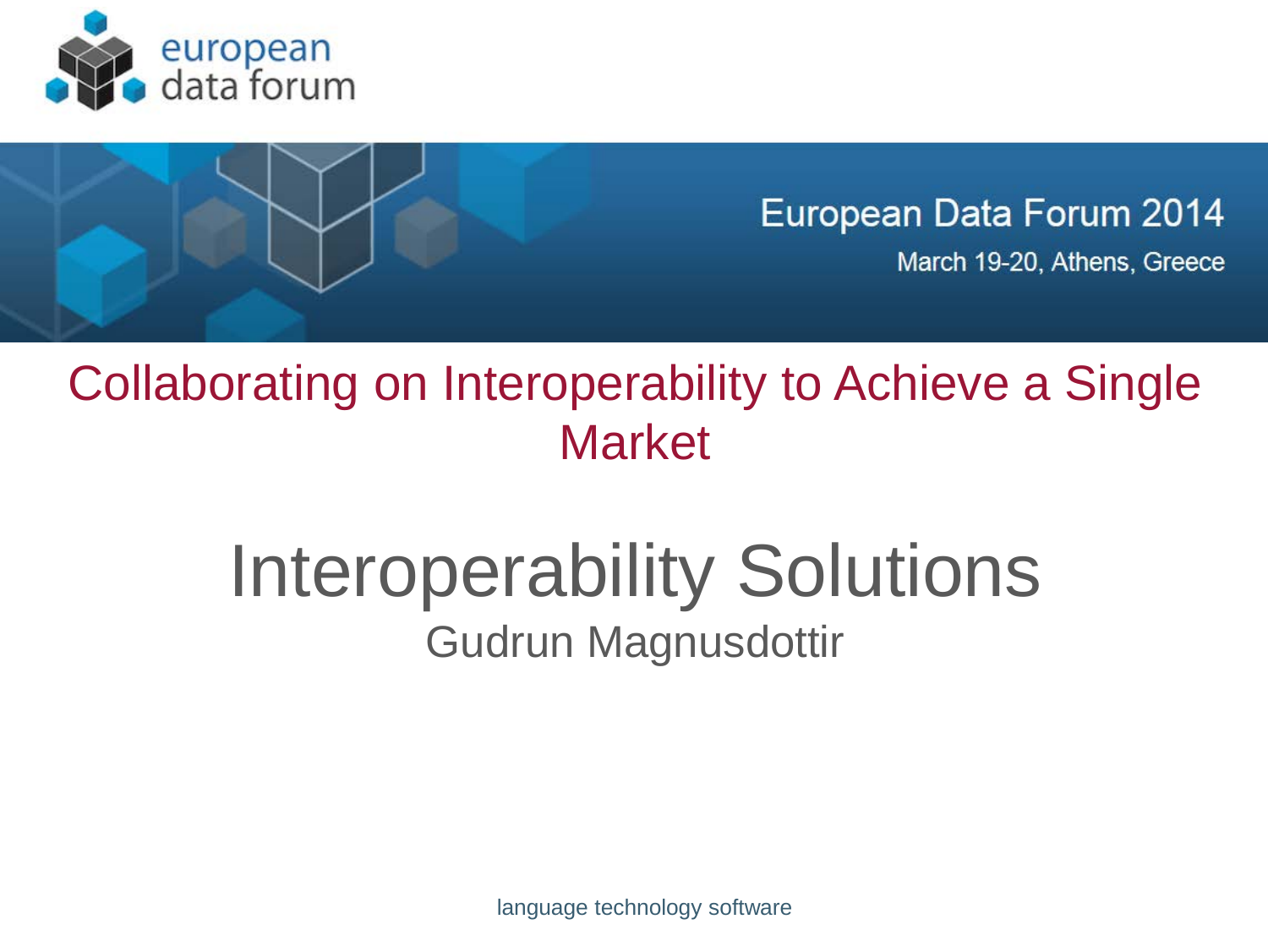european data forum

European Data Forum 2014

March 19-20, Athens, Greece

## Collaborating on Interoperability to Achieve a Single Market

# Interoperability Solutions

Gudrun Magnusdottir

language technology software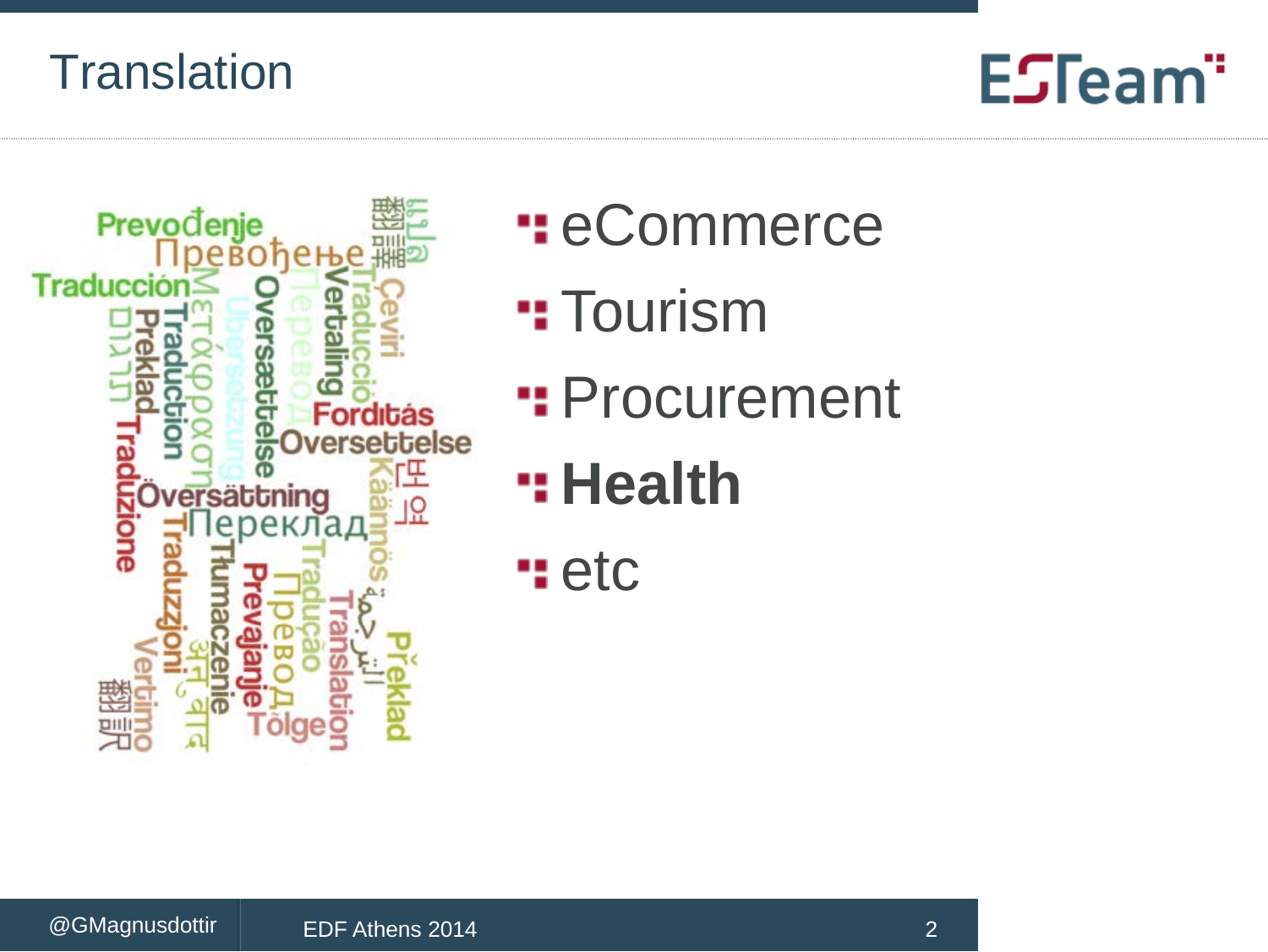# Translation

- eCommerce
- Tourism
- Procurement
- **Health**
- etc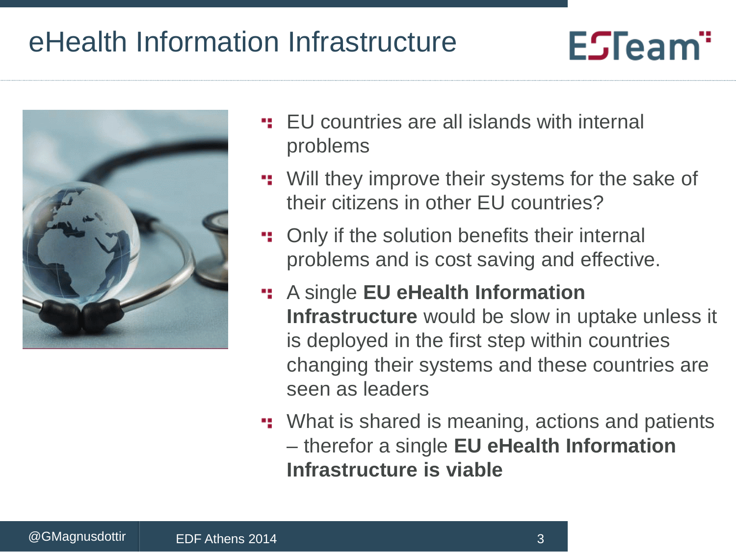# eHealth Information Infrastructure

- EU countries are all islands with internal problems
- Will they improve their systems for the sake of their citizens in other EU countries?
- Only if the solution benefits their internal problems and is cost saving and effective.
- A single **EU eHealth Information Infrastructure** would be slow in uptake unless it is deployed in the first step within countries changing their systems and these countries are seen as leaders
- What is shared is meaning, actions and patients – therefor a single **EU eHealth Information Infrastructure is viable**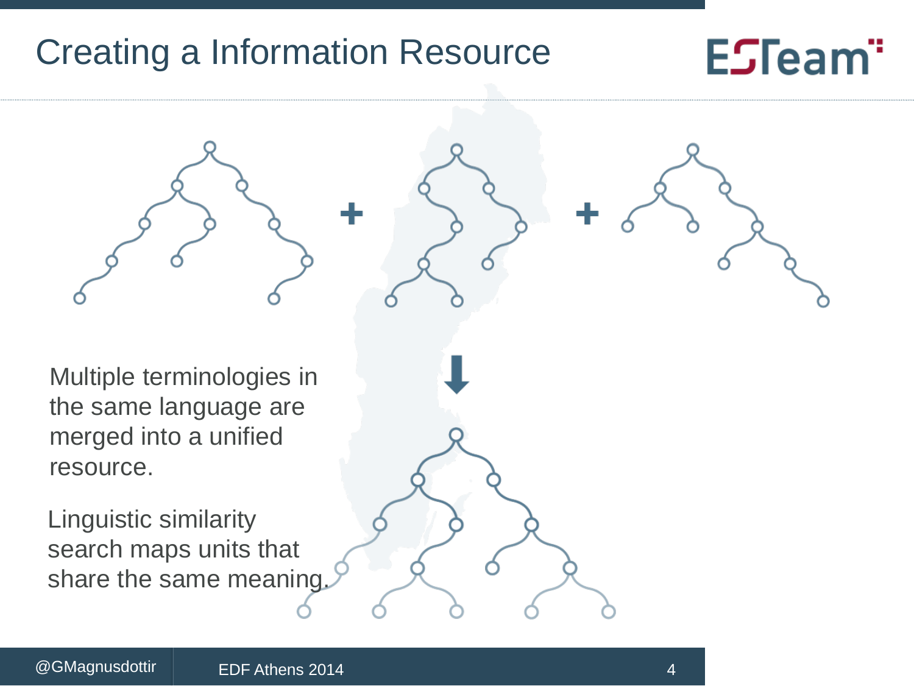# Creating a Information Resource

Multiple terminologies in the same language are merged into a unified resource.

Linguistic similarity search maps units that share the same meaning.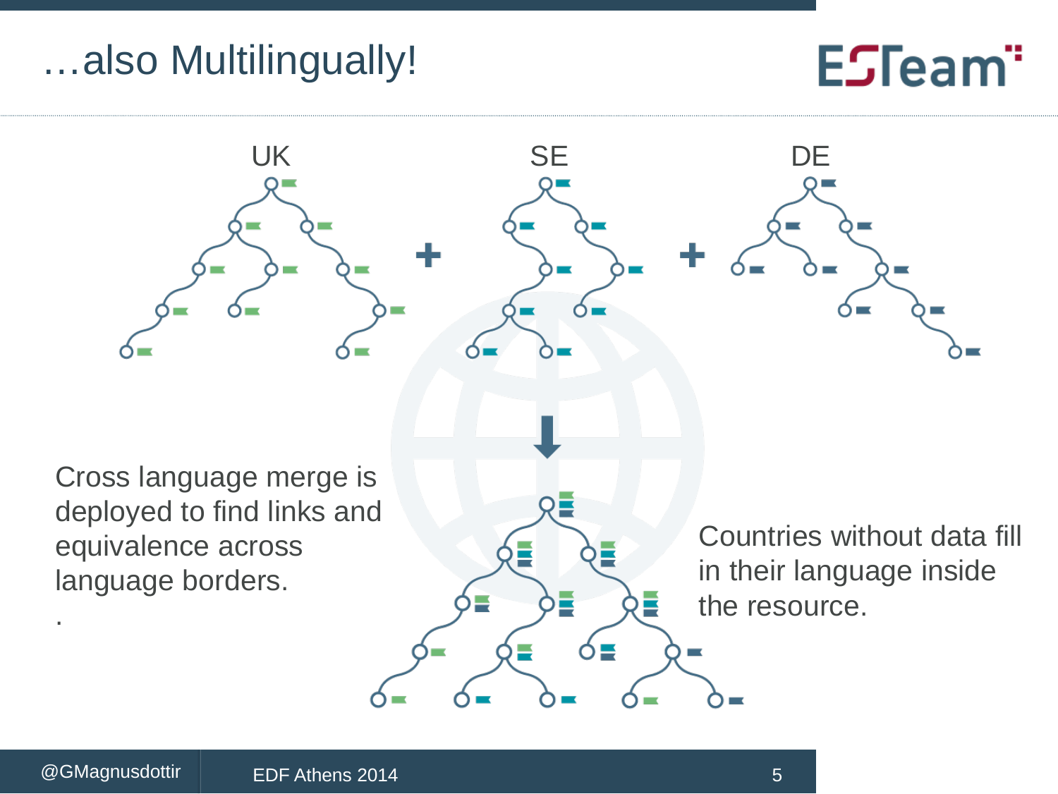# …also Multilingually!

UK + SE + DE

Cross language merge is deployed to find links and equivalence across language borders.

.

Countries without data fill in their language inside the resource.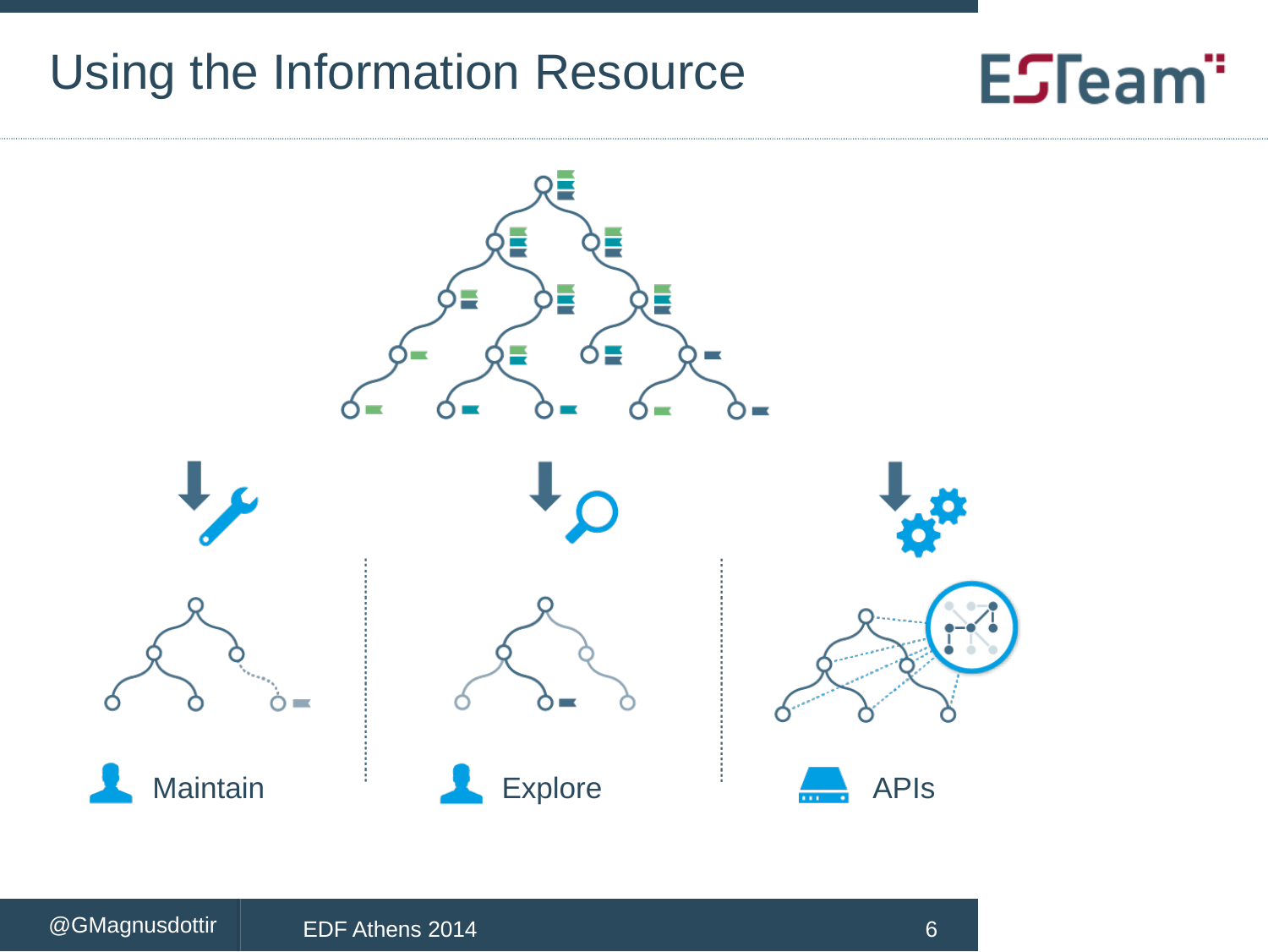# Using the Information Resource

Maintain

Explore

APIs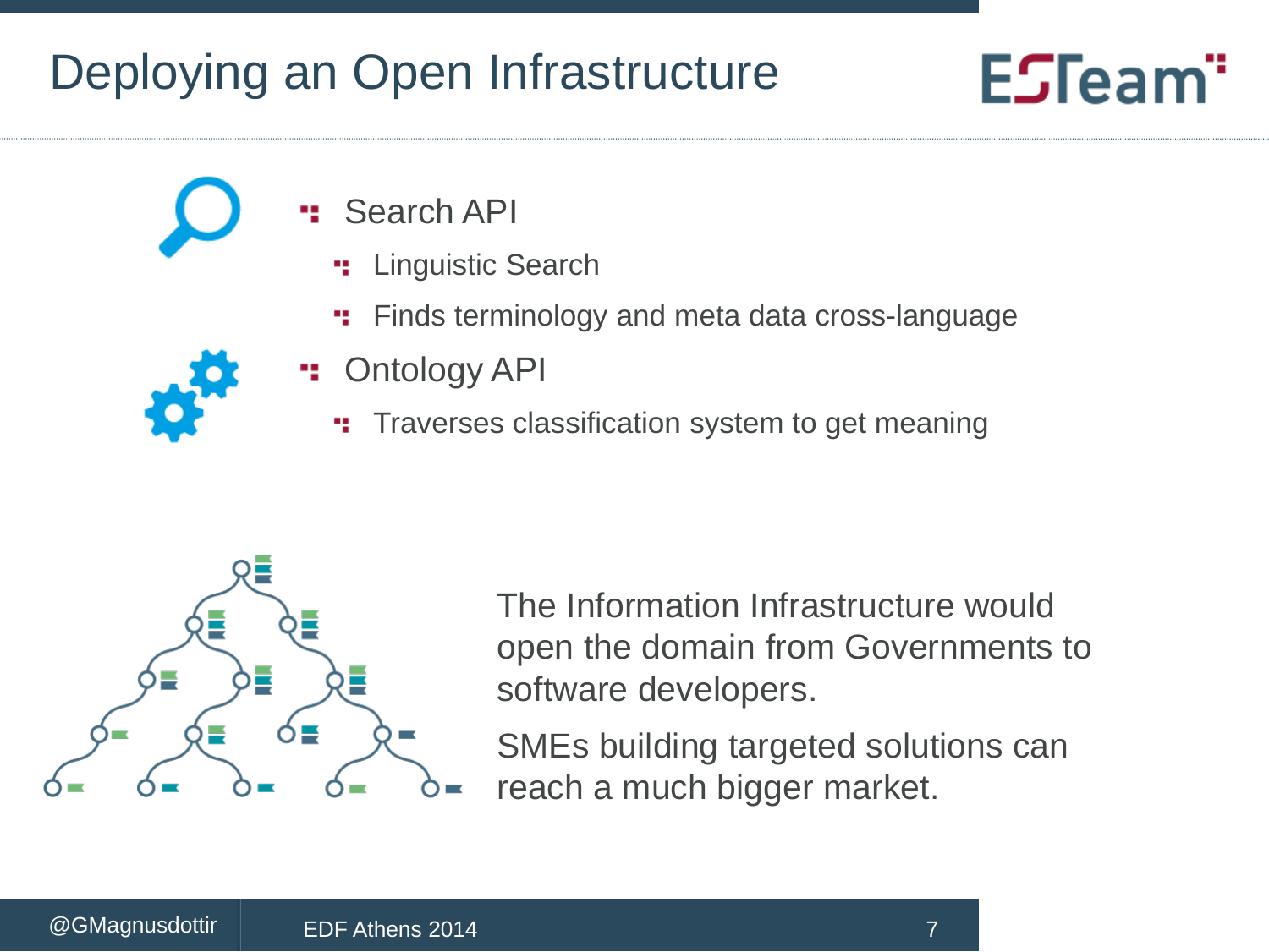# Deploying an Open Infrastructure

- Search API
  - Linguistic Search
  - Finds terminology and meta data cross-language
- Ontology API
  - Traverses classification system to get meaning

The Information Infrastructure would open the domain from Governments to software developers.

SMEs building targeted solutions can reach a much bigger market.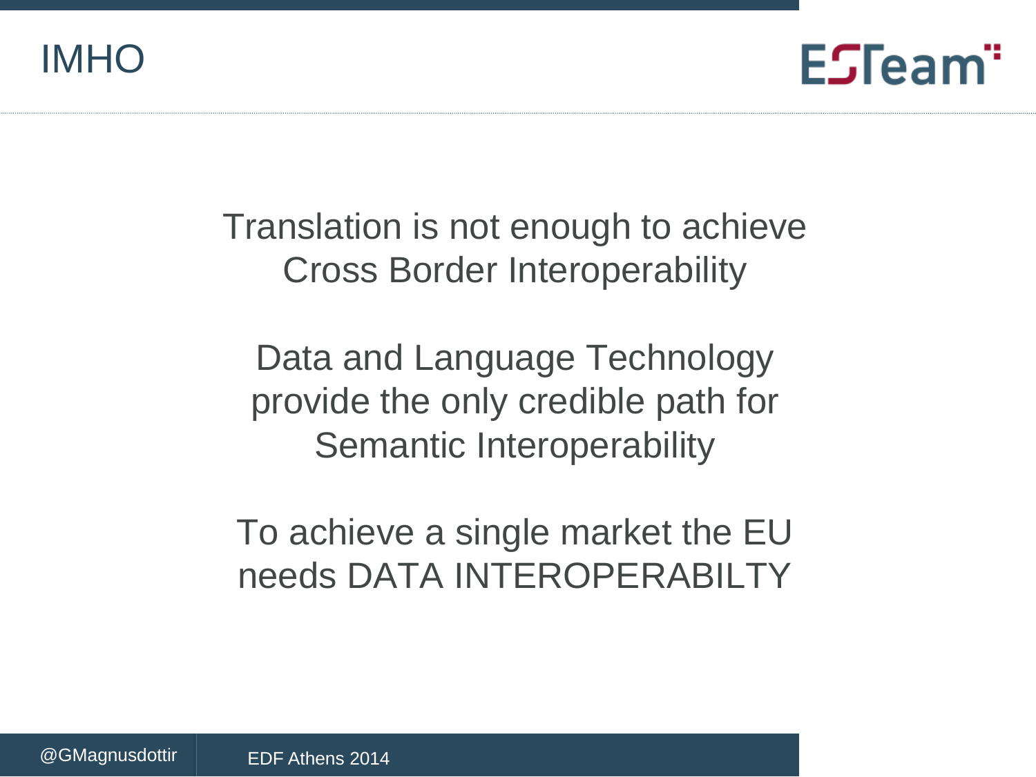# IMHO

Translation is not enough to achieve Cross Border Interoperability

Data and Language Technology provide the only credible path for Semantic Interoperability

To achieve a single market the EU needs DATA INTEROPERABILTY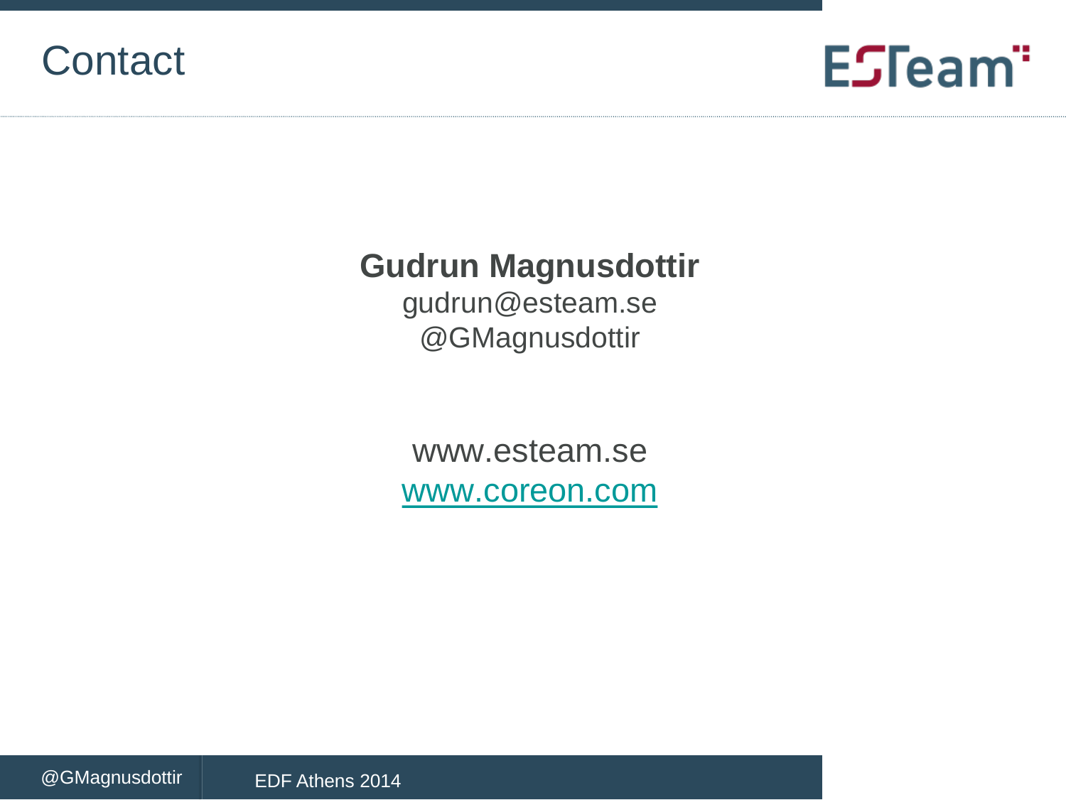# Contact

**Gudrun Magnusdottir**
gudrun@esteam.se
@GMagnusdottir

www.esteam.se
[www.coreon.com](http://www.coreon.com)